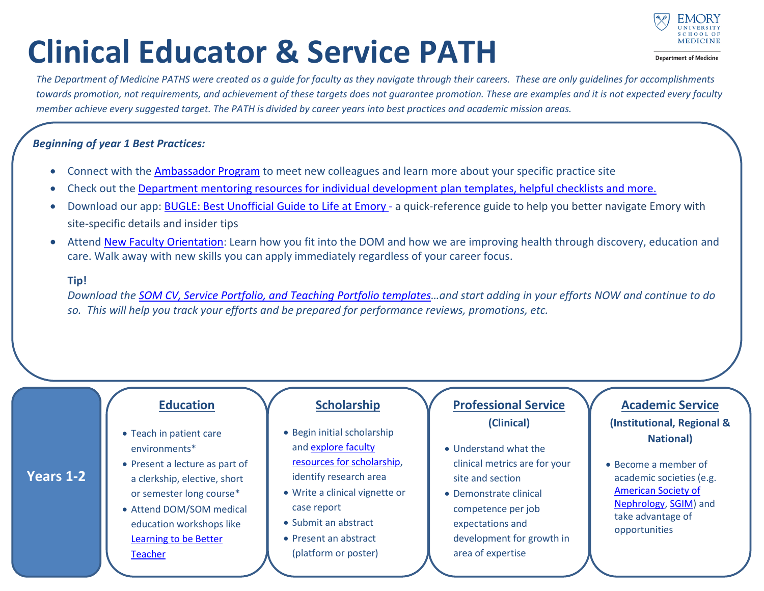# Clinical Educator & Service PATH

EMORY UNIVERSITY SCHOOL OF MEDICINE
Department of Medicine

*The Department of Medicine PATHS were created as a guide for faculty as they navigate through their careers. These are only guidelines for accomplishments towards promotion, not requirements, and achievement of these targets does not guarantee promotion. These are examples and it is not expected every faculty member achieve every suggested target. The PATH is divided by career years into best practices and academic mission areas.*

***Beginning of year 1 Best Practices:***

- Connect with the Ambassador Program to meet new colleagues and learn more about your specific practice site
- Check out the Department mentoring resources for individual development plan templates, helpful checklists and more.
- Download our app: BUGLE: Best Unofficial Guide to Life at Emory - a quick-reference guide to help you better navigate Emory with site-specific details and insider tips
- Attend New Faculty Orientation: Learn how you fit into the DOM and how we are improving health through discovery, education and care. Walk away with new skills you can apply immediately regardless of your career focus.

**Tip!**

*Download the SOM CV, Service Portfolio, and Teaching Portfolio templates…and start adding in your efforts NOW and continue to do so. This will help you track your efforts and be prepared for performance reviews, promotions, etc.*

## Years 1-2

### Education

- Teach in patient care environments*
- Present a lecture as part of a clerkship, elective, short or semester long course*
- Attend DOM/SOM medical education workshops like Learning to be Better Teacher

### Scholarship

- Begin initial scholarship and explore faculty resources for scholarship, identify research area
- Write a clinical vignette or case report
- Submit an abstract
- Present an abstract (platform or poster)

### Professional Service (Clinical)

- Understand what the clinical metrics are for your site and section
- Demonstrate clinical competence per job expectations and development for growth in area of expertise

### Academic Service (Institutional, Regional & National)

- Become a member of academic societies (e.g. American Society of Nephrology, SGIM) and take advantage of opportunities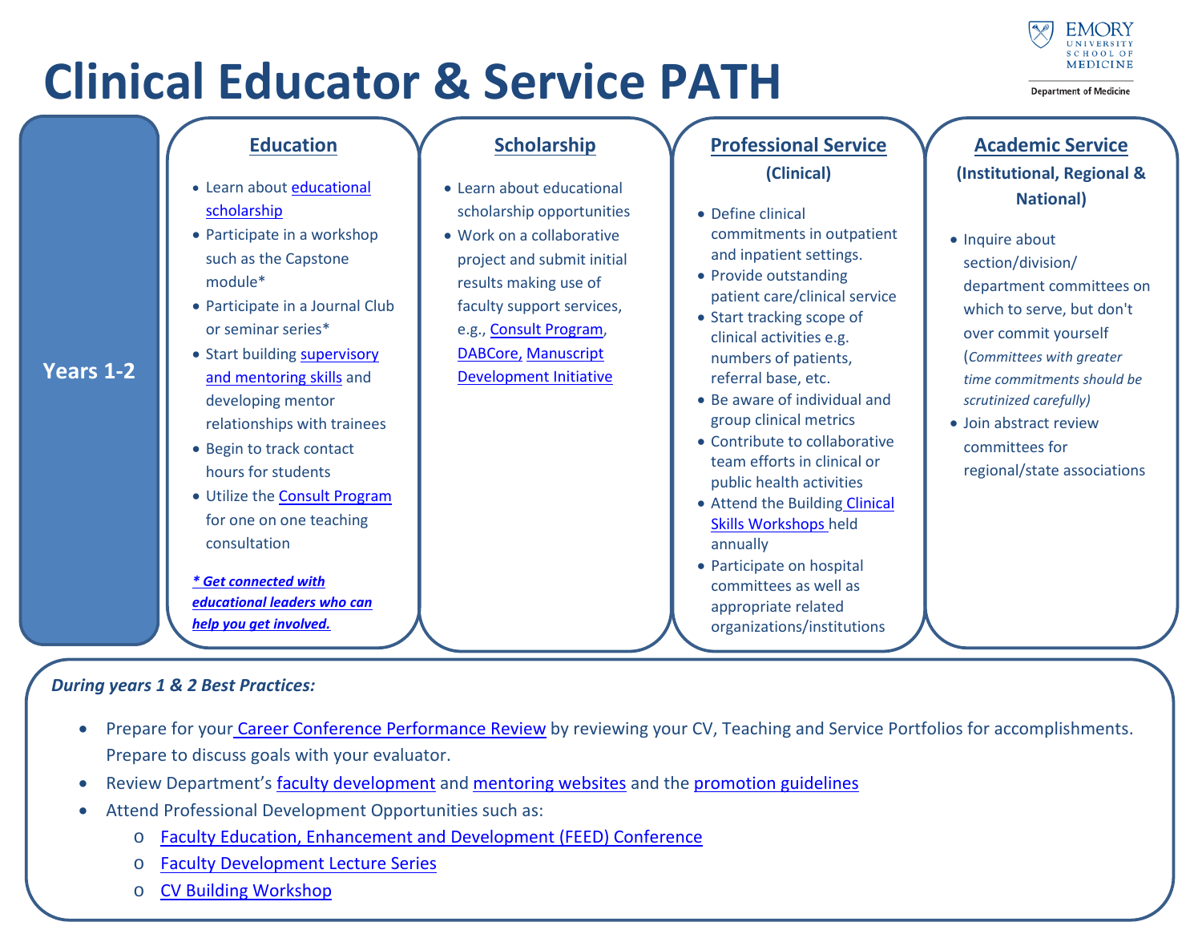# Clinical Educator & Service PATH

EMORY UNIVERSITY SCHOOL OF MEDICINE

Department of Medicine

## Years 1-2

### Education

- Learn about educational scholarship
- Participate in a workshop such as the Capstone module*
- Participate in a Journal Club or seminar series*
- Start building supervisory and mentoring skills and developing mentor relationships with trainees
- Begin to track contact hours for students
- Utilize the Consult Program for one on one teaching consultation

***\* Get connected with educational leaders who can help you get involved.***

### Scholarship

- Learn about educational scholarship opportunities
- Work on a collaborative project and submit initial results making use of faculty support services, e.g., Consult Program, DABCore, Manuscript Development Initiative

### Professional Service

**(Clinical)**

- Define clinical commitments in outpatient and inpatient settings.
- Provide outstanding patient care/clinical service
- Start tracking scope of clinical activities e.g. numbers of patients, referral base, etc.
- Be aware of individual and group clinical metrics
- Contribute to collaborative team efforts in clinical or public health activities
- Attend the Building Clinical Skills Workshops held annually
- Participate on hospital committees as well as appropriate related organizations/institutions

### Academic Service

**(Institutional, Regional & National)**

- Inquire about section/division/ department committees on which to serve, but don't over commit yourself (*Committees with greater time commitments should be scrutinized carefully)*
- Join abstract review committees for regional/state associations

***During years 1 & 2 Best Practices:***

- Prepare for your Career Conference Performance Review by reviewing your CV, Teaching and Service Portfolios for accomplishments. Prepare to discuss goals with your evaluator.
- Review Department's faculty development and mentoring websites and the promotion guidelines
- Attend Professional Development Opportunities such as:
  - Faculty Education, Enhancement and Development (FEED) Conference
  - Faculty Development Lecture Series
  - CV Building Workshop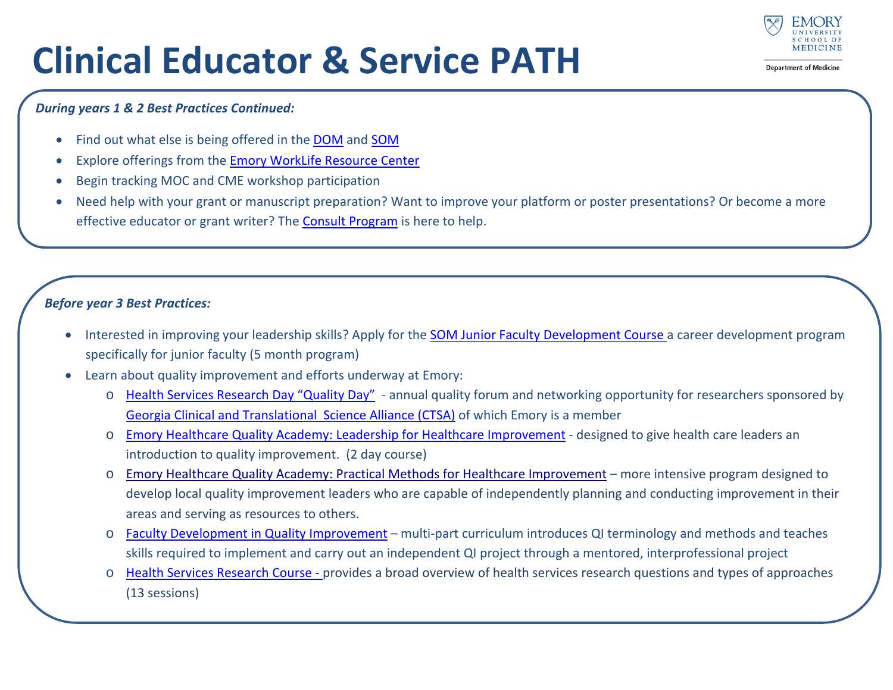# Clinical Educator & Service PATH

***During years 1 & 2 Best Practices Continued:***

- Find out what else is being offered in the DOM and SOM
- Explore offerings from the Emory WorkLife Resource Center
- Begin tracking MOC and CME workshop participation
- Need help with your grant or manuscript preparation? Want to improve your platform or poster presentations? Or become a more effective educator or grant writer? The Consult Program is here to help.

***Before year 3 Best Practices:***

- Interested in improving your leadership skills? Apply for the SOM Junior Faculty Development Course a career development program specifically for junior faculty (5 month program)
- Learn about quality improvement and efforts underway at Emory:
    - Health Services Research Day "Quality Day" - annual quality forum and networking opportunity for researchers sponsored by Georgia Clinical and Translational Science Alliance (CTSA) of which Emory is a member
    - Emory Healthcare Quality Academy: Leadership for Healthcare Improvement - designed to give health care leaders an introduction to quality improvement. (2 day course)
    - Emory Healthcare Quality Academy: Practical Methods for Healthcare Improvement – more intensive program designed to develop local quality improvement leaders who are capable of independently planning and conducting improvement in their areas and serving as resources to others.
    - Faculty Development in Quality Improvement – multi-part curriculum introduces QI terminology and methods and teaches skills required to implement and carry out an independent QI project through a mentored, interprofessional project
    - Health Services Research Course - provides a broad overview of health services research questions and types of approaches (13 sessions)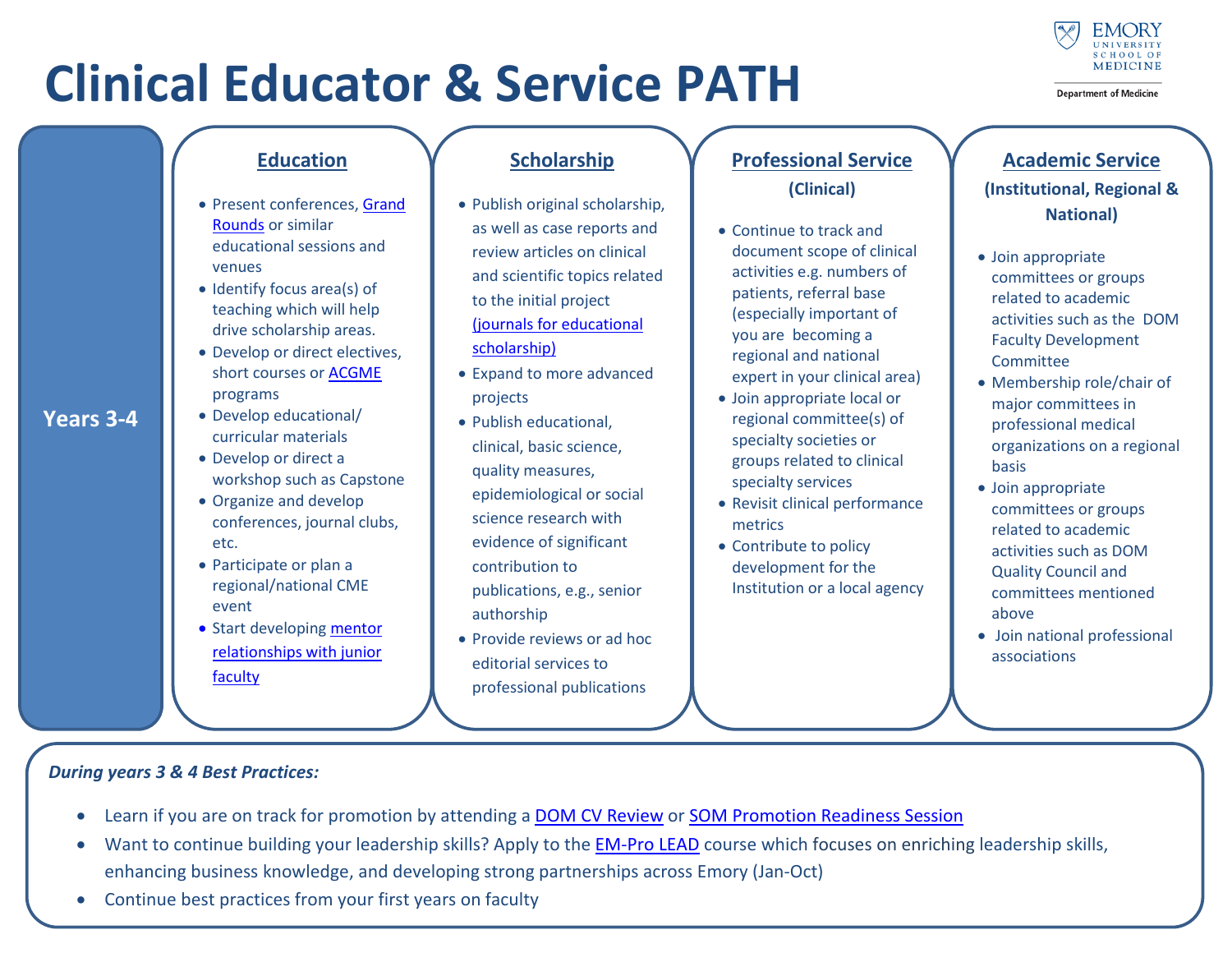# Clinical Educator & Service PATH

Emory University School of Medicine
Department of Medicine

## Years 3-4

### Education

- Present conferences, Grand Rounds or similar educational sessions and venues
- Identify focus area(s) of teaching which will help drive scholarship areas.
- Develop or direct electives, short courses or ACGME programs
- Develop educational/ curricular materials
- Develop or direct a workshop such as Capstone
- Organize and develop conferences, journal clubs, etc.
- Participate or plan a regional/national CME event
- Start developing mentor relationships with junior faculty

### Scholarship

- Publish original scholarship, as well as case reports and review articles on clinical and scientific topics related to the initial project (journals for educational scholarship)
- Expand to more advanced projects
- Publish educational, clinical, basic science, quality measures, epidemiological or social science research with evidence of significant contribution to publications, e.g., senior authorship
- Provide reviews or ad hoc editorial services to professional publications

### Professional Service (Clinical)

- Continue to track and document scope of clinical activities e.g. numbers of patients, referral base (especially important of you are becoming a regional and national expert in your clinical area)
- Join appropriate local or regional committee(s) of specialty societies or groups related to clinical specialty services
- Revisit clinical performance metrics
- Contribute to policy development for the Institution or a local agency

### Academic Service (Institutional, Regional & National)

- Join appropriate committees or groups related to academic activities such as the DOM Faculty Development Committee
- Membership role/chair of major committees in professional medical organizations on a regional basis
- Join appropriate committees or groups related to academic activities such as DOM Quality Council and committees mentioned above
- Join national professional associations

*During years 3 & 4 Best Practices:*

- Learn if you are on track for promotion by attending a DOM CV Review or SOM Promotion Readiness Session
- Want to continue building your leadership skills? Apply to the EM-Pro LEAD course which focuses on enriching leadership skills, enhancing business knowledge, and developing strong partnerships across Emory (Jan-Oct)
- Continue best practices from your first years on faculty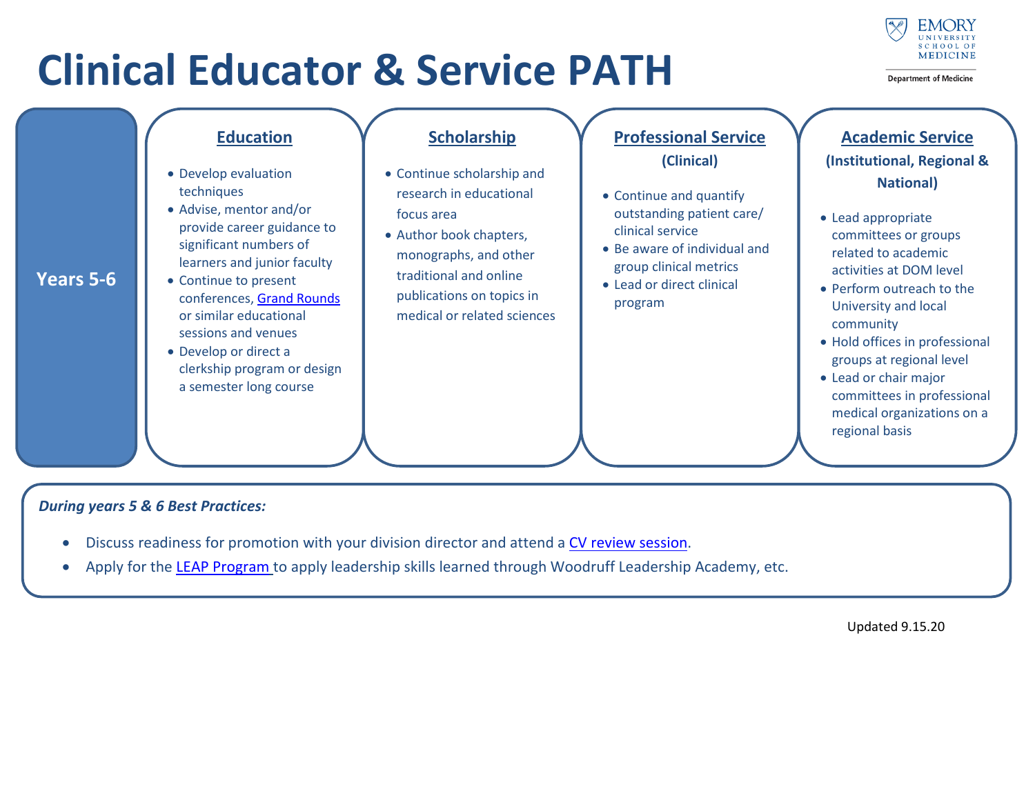# Clinical Educator & Service PATH

## Years 5-6

### Education

- Develop evaluation techniques
- Advise, mentor and/or provide career guidance to significant numbers of learners and junior faculty
- Continue to present conferences, Grand Rounds or similar educational sessions and venues
- Develop or direct a clerkship program or design a semester long course

### Scholarship

- Continue scholarship and research in educational focus area
- Author book chapters, monographs, and other traditional and online publications on topics in medical or related sciences

### Professional Service (Clinical)

- Continue and quantify outstanding patient care/ clinical service
- Be aware of individual and group clinical metrics
- Lead or direct clinical program

### Academic Service (Institutional, Regional & National)

- Lead appropriate committees or groups related to academic activities at DOM level
- Perform outreach to the University and local community
- Hold offices in professional groups at regional level
- Lead or chair major committees in professional medical organizations on a regional basis

***During years 5 & 6 Best Practices:***

- Discuss readiness for promotion with your division director and attend a CV review session.
- Apply for the LEAP Program to apply leadership skills learned through Woodruff Leadership Academy, etc.

Updated 9.15.20